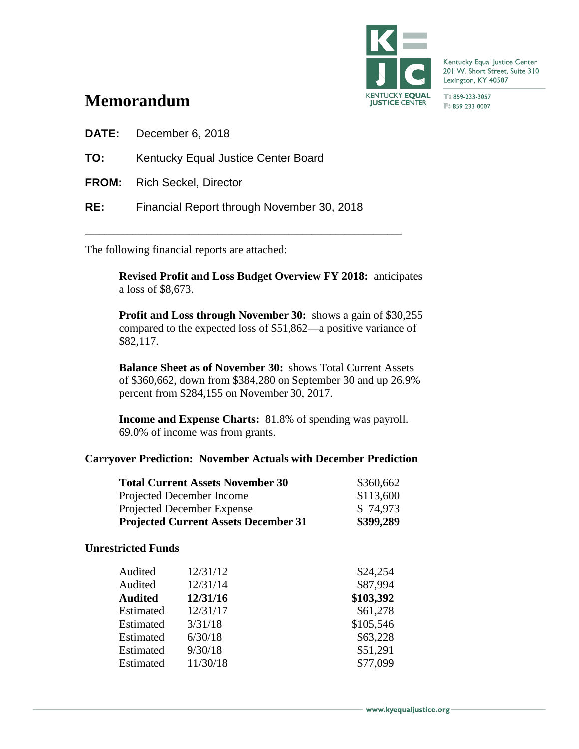Kentucky Equal Justice Center
201 W. Short Street, Suite 310
Lexington, KY 40507

T: 859-233-3057
F: 859-233-0007

# Memorandum

**DATE:** December 6, 2018

**TO:** Kentucky Equal Justice Center Board

**FROM:** Rich Seckel, Director

**RE:** Financial Report through November 30, 2018

---

The following financial reports are attached:

> **Revised Profit and Loss Budget Overview FY 2018:** anticipates a loss of $8,673.
>
> **Profit and Loss through November 30:** shows a gain of $30,255 compared to the expected loss of $51,862—a positive variance of $82,117.
>
> **Balance Sheet as of November 30:** shows Total Current Assets of $360,662, down from $384,280 on September 30 and up 26.9% percent from $284,155 on November 30, 2017.
>
> **Income and Expense Charts:** 81.8% of spending was payroll. 69.0% of income was from grants.

### Carryover Prediction: November Actuals with December Prediction

| | |
|---|---|
| **Total Current Assets November 30** | $360,662 |
| Projected December Income | $113,600 |
| Projected December Expense | $ 74,973 |
| **Projected Current Assets December 31** | **$399,289** |

### Unrestricted Funds

| | | |
|---|---|---|
| Audited | 12/31/12 | $24,254 |
| Audited | 12/31/14 | $87,994 |
| **Audited** | **12/31/16** | **$103,392** |
| Estimated | 12/31/17 | $61,278 |
| Estimated | 3/31/18 | $105,546 |
| Estimated | 6/30/18 | $63,228 |
| Estimated | 9/30/18 | $51,291 |
| Estimated | 11/30/18 | $77,099 |

www.kyequaljustice.org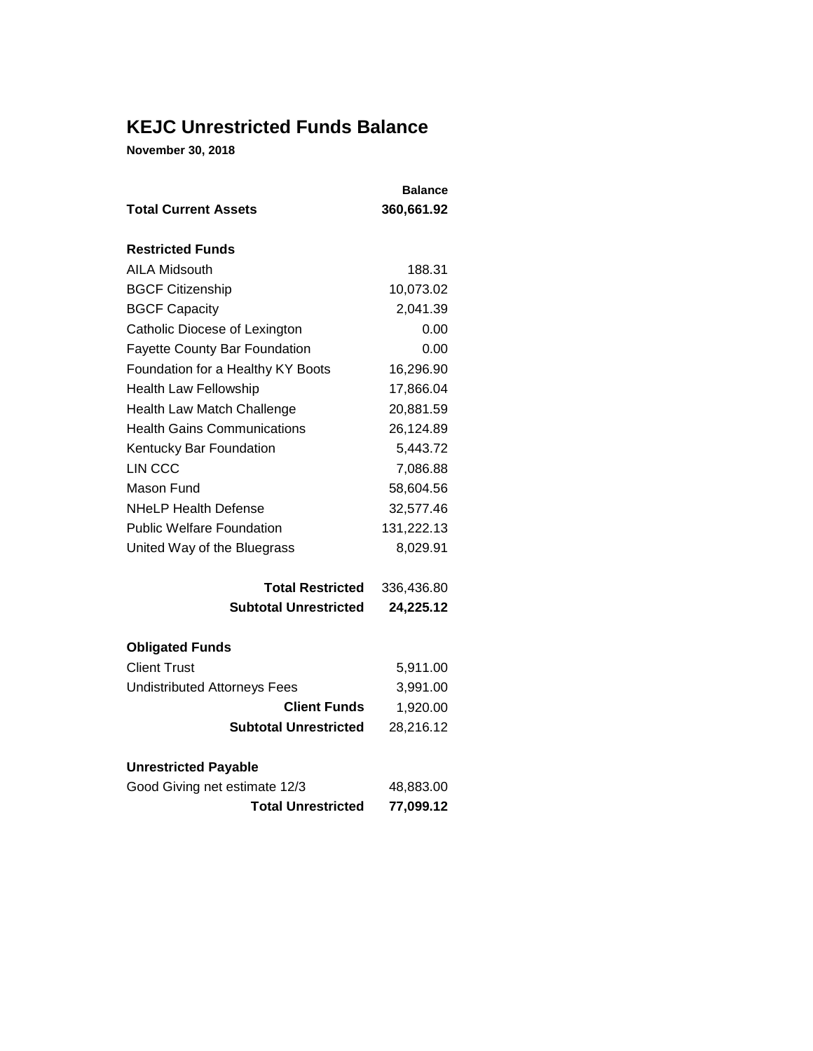# KEJC Unrestricted Funds Balance

**November 30, 2018**

| | Balance |
|---|---|
| **Total Current Assets** | **360,661.92** |
| | |
| **Restricted Funds** | |
| AILA Midsouth | 188.31 |
| BGCF Citizenship | 10,073.02 |
| BGCF Capacity | 2,041.39 |
| Catholic Diocese of Lexington | 0.00 |
| Fayette County Bar Foundation | 0.00 |
| Foundation for a Healthy KY Boots | 16,296.90 |
| Health Law Fellowship | 17,866.04 |
| Health Law Match Challenge | 20,881.59 |
| Health Gains Communications | 26,124.89 |
| Kentucky Bar Foundation | 5,443.72 |
| LIN CCC | 7,086.88 |
| Mason Fund | 58,604.56 |
| NHeLP Health Defense | 32,577.46 |
| Public Welfare Foundation | 131,222.13 |
| United Way of the Bluegrass | 8,029.91 |
| | |
| **Total Restricted** | 336,436.80 |
| **Subtotal Unrestricted** | **24,225.12** |
| | |
| **Obligated Funds** | |
| Client Trust | 5,911.00 |
| Undistributed Attorneys Fees | 3,991.00 |
| **Client Funds** | 1,920.00 |
| **Subtotal Unrestricted** | 28,216.12 |
| | |
| **Unrestricted Payable** | |
| Good Giving net estimate 12/3 | 48,883.00 |
| **Total Unrestricted** | **77,099.12** |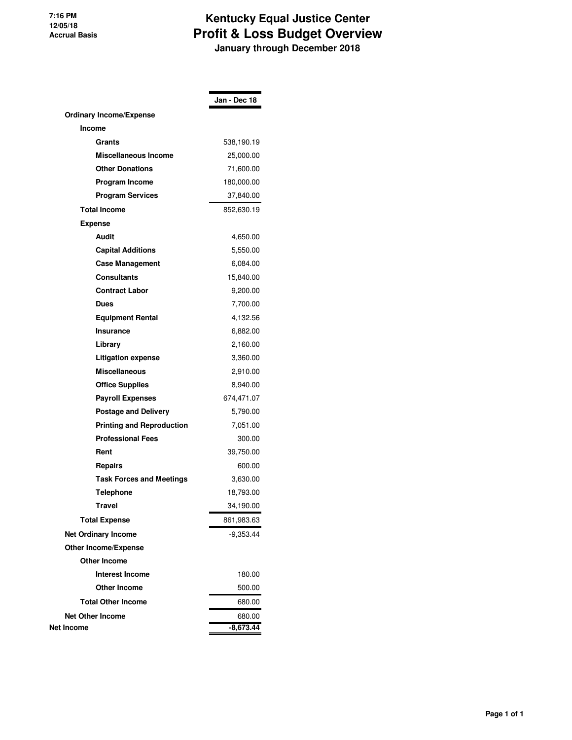7:16 PM
12/05/18
Accrual Basis

# Kentucky Equal Justice Center
## Profit & Loss Budget Overview
### January through December 2018

| | Jan - Dec 18 |
|---|---|
| **Ordinary Income/Expense** | |
| **Income** | |
| **Grants** | 538,190.19 |
| **Miscellaneous Income** | 25,000.00 |
| **Other Donations** | 71,600.00 |
| **Program Income** | 180,000.00 |
| **Program Services** | 37,840.00 |
| **Total Income** | 852,630.19 |
| **Expense** | |
| **Audit** | 4,650.00 |
| **Capital Additions** | 5,550.00 |
| **Case Management** | 6,084.00 |
| **Consultants** | 15,840.00 |
| **Contract Labor** | 9,200.00 |
| **Dues** | 7,700.00 |
| **Equipment Rental** | 4,132.56 |
| **Insurance** | 6,882.00 |
| **Library** | 2,160.00 |
| **Litigation expense** | 3,360.00 |
| **Miscellaneous** | 2,910.00 |
| **Office Supplies** | 8,940.00 |
| **Payroll Expenses** | 674,471.07 |
| **Postage and Delivery** | 5,790.00 |
| **Printing and Reproduction** | 7,051.00 |
| **Professional Fees** | 300.00 |
| **Rent** | 39,750.00 |
| **Repairs** | 600.00 |
| **Task Forces and Meetings** | 3,630.00 |
| **Telephone** | 18,793.00 |
| **Travel** | 34,190.00 |
| **Total Expense** | 861,983.63 |
| **Net Ordinary Income** | -9,353.44 |
| **Other Income/Expense** | |
| **Other Income** | |
| **Interest Income** | 180.00 |
| **Other Income** | 500.00 |
| **Total Other Income** | 680.00 |
| **Net Other Income** | 680.00 |
| **Net Income** | **-8,673.44** |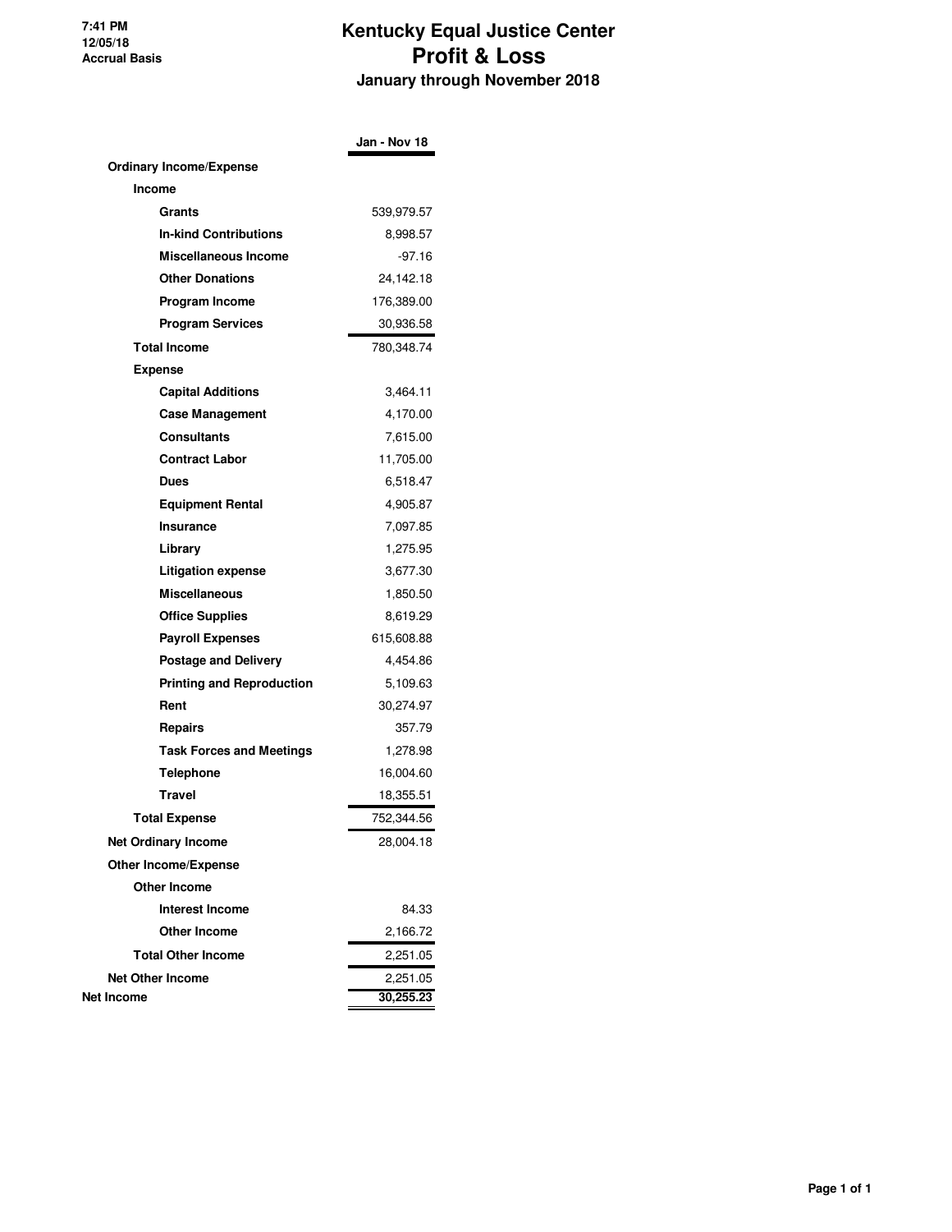7:41 PM
12/05/18
Accrual Basis

# Kentucky Equal Justice Center
## Profit & Loss
### January through November 2018

| | Jan - Nov 18 |
|---|---|
| **Ordinary Income/Expense** | |
| **Income** | |
| **Grants** | 539,979.57 |
| **In-kind Contributions** | 8,998.57 |
| **Miscellaneous Income** | -97.16 |
| **Other Donations** | 24,142.18 |
| **Program Income** | 176,389.00 |
| **Program Services** | 30,936.58 |
| **Total Income** | 780,348.74 |
| **Expense** | |
| **Capital Additions** | 3,464.11 |
| **Case Management** | 4,170.00 |
| **Consultants** | 7,615.00 |
| **Contract Labor** | 11,705.00 |
| **Dues** | 6,518.47 |
| **Equipment Rental** | 4,905.87 |
| **Insurance** | 7,097.85 |
| **Library** | 1,275.95 |
| **Litigation expense** | 3,677.30 |
| **Miscellaneous** | 1,850.50 |
| **Office Supplies** | 8,619.29 |
| **Payroll Expenses** | 615,608.88 |
| **Postage and Delivery** | 4,454.86 |
| **Printing and Reproduction** | 5,109.63 |
| **Rent** | 30,274.97 |
| **Repairs** | 357.79 |
| **Task Forces and Meetings** | 1,278.98 |
| **Telephone** | 16,004.60 |
| **Travel** | 18,355.51 |
| **Total Expense** | 752,344.56 |
| **Net Ordinary Income** | 28,004.18 |
| **Other Income/Expense** | |
| **Other Income** | |
| **Interest Income** | 84.33 |
| **Other Income** | 2,166.72 |
| **Total Other Income** | 2,251.05 |
| **Net Other Income** | 2,251.05 |
| **Net Income** | **30,255.23** |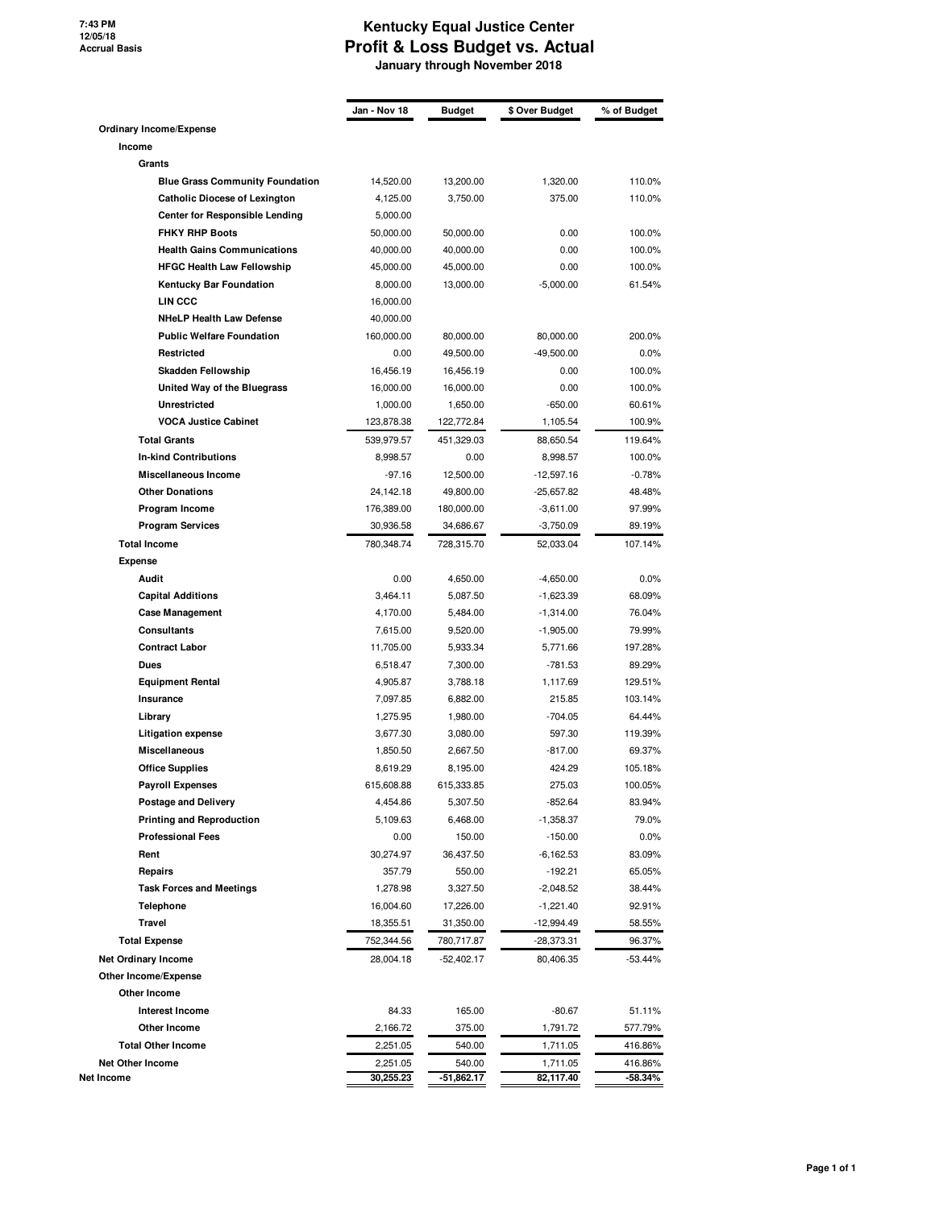7:43 PM
12/05/18
Accrual Basis

# Kentucky Equal Justice Center
## Profit & Loss Budget vs. Actual
### January through November 2018

| | Jan - Nov 18 | Budget | $ Over Budget | % of Budget |
|---|---|---|---|---|
| **Ordinary Income/Expense** | | | | |
| **Income** | | | | |
| **Grants** | | | | |
| **Blue Grass Community Foundation** | 14,520.00 | 13,200.00 | 1,320.00 | 110.0% |
| **Catholic Diocese of Lexington** | 4,125.00 | 3,750.00 | 375.00 | 110.0% |
| **Center for Responsible Lending** | 5,000.00 | | | |
| **FHKY RHP Boots** | 50,000.00 | 50,000.00 | 0.00 | 100.0% |
| **Health Gains Communications** | 40,000.00 | 40,000.00 | 0.00 | 100.0% |
| **HFGC Health Law Fellowship** | 45,000.00 | 45,000.00 | 0.00 | 100.0% |
| **Kentucky Bar Foundation** | 8,000.00 | 13,000.00 | -5,000.00 | 61.54% |
| **LIN CCC** | 16,000.00 | | | |
| **NHeLP Health Law Defense** | 40,000.00 | | | |
| **Public Welfare Foundation** | 160,000.00 | 80,000.00 | 80,000.00 | 200.0% |
| **Restricted** | 0.00 | 49,500.00 | -49,500.00 | 0.0% |
| **Skadden Fellowship** | 16,456.19 | 16,456.19 | 0.00 | 100.0% |
| **United Way of the Bluegrass** | 16,000.00 | 16,000.00 | 0.00 | 100.0% |
| **Unrestricted** | 1,000.00 | 1,650.00 | -650.00 | 60.61% |
| **VOCA Justice Cabinet** | 123,878.38 | 122,772.84 | 1,105.54 | 100.9% |
| **Total Grants** | 539,979.57 | 451,329.03 | 88,650.54 | 119.64% |
| **In-kind Contributions** | 8,998.57 | 0.00 | 8,998.57 | 100.0% |
| **Miscellaneous Income** | -97.16 | 12,500.00 | -12,597.16 | -0.78% |
| **Other Donations** | 24,142.18 | 49,800.00 | -25,657.82 | 48.48% |
| **Program Income** | 176,389.00 | 180,000.00 | -3,611.00 | 97.99% |
| **Program Services** | 30,936.58 | 34,686.67 | -3,750.09 | 89.19% |
| **Total Income** | 780,348.74 | 728,315.70 | 52,033.04 | 107.14% |
| **Expense** | | | | |
| **Audit** | 0.00 | 4,650.00 | -4,650.00 | 0.0% |
| **Capital Additions** | 3,464.11 | 5,087.50 | -1,623.39 | 68.09% |
| **Case Management** | 4,170.00 | 5,484.00 | -1,314.00 | 76.04% |
| **Consultants** | 7,615.00 | 9,520.00 | -1,905.00 | 79.99% |
| **Contract Labor** | 11,705.00 | 5,933.34 | 5,771.66 | 197.28% |
| **Dues** | 6,518.47 | 7,300.00 | -781.53 | 89.29% |
| **Equipment Rental** | 4,905.87 | 3,788.18 | 1,117.69 | 129.51% |
| **Insurance** | 7,097.85 | 6,882.00 | 215.85 | 103.14% |
| **Library** | 1,275.95 | 1,980.00 | -704.05 | 64.44% |
| **Litigation expense** | 3,677.30 | 3,080.00 | 597.30 | 119.39% |
| **Miscellaneous** | 1,850.50 | 2,667.50 | -817.00 | 69.37% |
| **Office Supplies** | 8,619.29 | 8,195.00 | 424.29 | 105.18% |
| **Payroll Expenses** | 615,608.88 | 615,333.85 | 275.03 | 100.05% |
| **Postage and Delivery** | 4,454.86 | 5,307.50 | -852.64 | 83.94% |
| **Printing and Reproduction** | 5,109.63 | 6,468.00 | -1,358.37 | 79.0% |
| **Professional Fees** | 0.00 | 150.00 | -150.00 | 0.0% |
| **Rent** | 30,274.97 | 36,437.50 | -6,162.53 | 83.09% |
| **Repairs** | 357.79 | 550.00 | -192.21 | 65.05% |
| **Task Forces and Meetings** | 1,278.98 | 3,327.50 | -2,048.52 | 38.44% |
| **Telephone** | 16,004.60 | 17,226.00 | -1,221.40 | 92.91% |
| **Travel** | 18,355.51 | 31,350.00 | -12,994.49 | 58.55% |
| **Total Expense** | 752,344.56 | 780,717.87 | -28,373.31 | 96.37% |
| **Net Ordinary Income** | 28,004.18 | -52,402.17 | 80,406.35 | -53.44% |
| **Other Income/Expense** | | | | |
| **Other Income** | | | | |
| **Interest Income** | 84.33 | 165.00 | -80.67 | 51.11% |
| **Other Income** | 2,166.72 | 375.00 | 1,791.72 | 577.79% |
| **Total Other Income** | 2,251.05 | 540.00 | 1,711.05 | 416.86% |
| **Net Other Income** | 2,251.05 | 540.00 | 1,711.05 | 416.86% |
| **Net Income** | **30,255.23** | **-51,862.17** | **82,117.40** | **-58.34%** |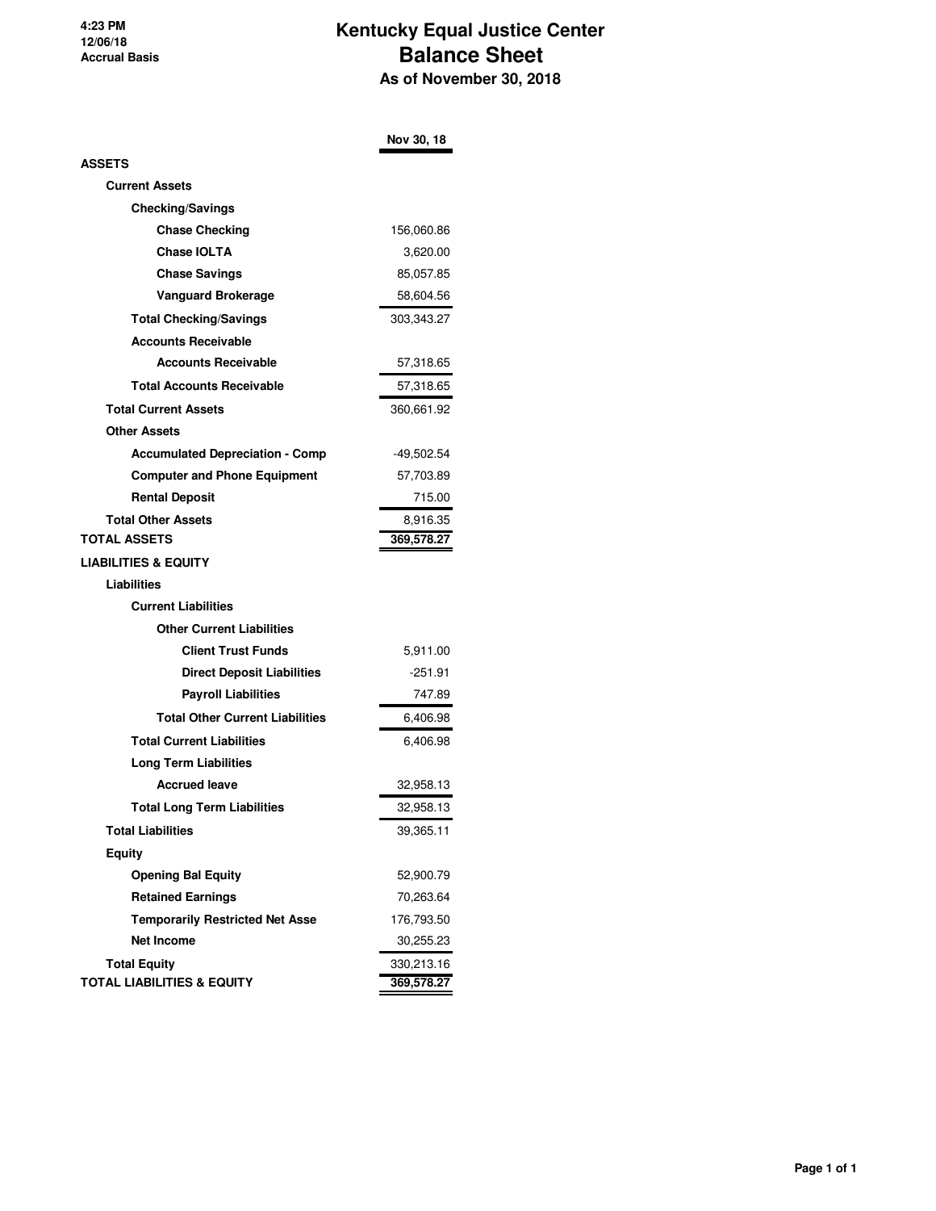4:23 PM
12/06/18
Accrual Basis

# Kentucky Equal Justice Center
## Balance Sheet
### As of November 30, 2018

| | Nov 30, 18 |
|---|---|
| **ASSETS** | |
| **Current Assets** | |
| **Checking/Savings** | |
| **Chase Checking** | 156,060.86 |
| **Chase IOLTA** | 3,620.00 |
| **Chase Savings** | 85,057.85 |
| **Vanguard Brokerage** | 58,604.56 |
| **Total Checking/Savings** | 303,343.27 |
| **Accounts Receivable** | |
| **Accounts Receivable** | 57,318.65 |
| **Total Accounts Receivable** | 57,318.65 |
| **Total Current Assets** | 360,661.92 |
| **Other Assets** | |
| **Accumulated Depreciation - Comp** | -49,502.54 |
| **Computer and Phone Equipment** | 57,703.89 |
| **Rental Deposit** | 715.00 |
| **Total Other Assets** | 8,916.35 |
| **TOTAL ASSETS** | **369,578.27** |
| **LIABILITIES & EQUITY** | |
| **Liabilities** | |
| **Current Liabilities** | |
| **Other Current Liabilities** | |
| **Client Trust Funds** | 5,911.00 |
| **Direct Deposit Liabilities** | -251.91 |
| **Payroll Liabilities** | 747.89 |
| **Total Other Current Liabilities** | 6,406.98 |
| **Total Current Liabilities** | 6,406.98 |
| **Long Term Liabilities** | |
| **Accrued leave** | 32,958.13 |
| **Total Long Term Liabilities** | 32,958.13 |
| **Total Liabilities** | 39,365.11 |
| **Equity** | |
| **Opening Bal Equity** | 52,900.79 |
| **Retained Earnings** | 70,263.64 |
| **Temporarily Restricted Net Asse** | 176,793.50 |
| **Net Income** | 30,255.23 |
| **Total Equity** | 330,213.16 |
| **TOTAL LIABILITIES & EQUITY** | **369,578.27** |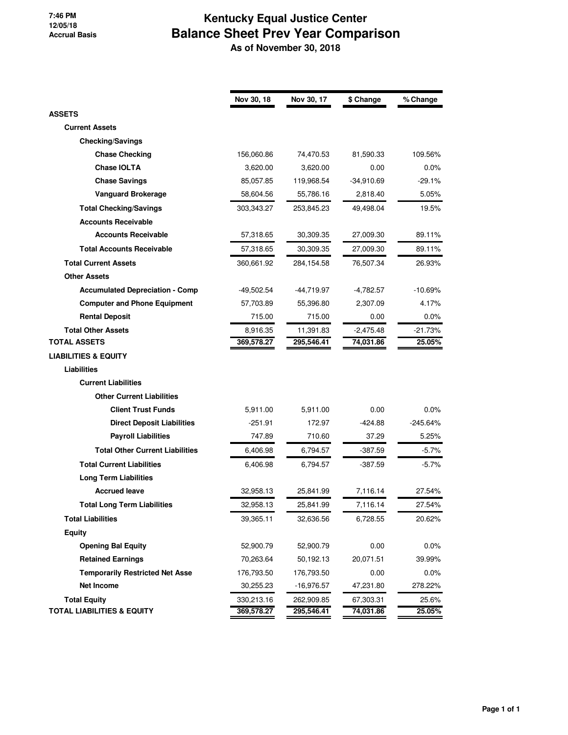7:46 PM
12/05/18
Accrual Basis

# Kentucky Equal Justice Center
## Balance Sheet Prev Year Comparison
### As of November 30, 2018

| | Nov 30, 18 | Nov 30, 17 | $ Change | % Change |
|---|---|---|---|---|
| **ASSETS** | | | | |
| **Current Assets** | | | | |
| **Checking/Savings** | | | | |
| **Chase Checking** | 156,060.86 | 74,470.53 | 81,590.33 | 109.56% |
| **Chase IOLTA** | 3,620.00 | 3,620.00 | 0.00 | 0.0% |
| **Chase Savings** | 85,057.85 | 119,968.54 | -34,910.69 | -29.1% |
| **Vanguard Brokerage** | 58,604.56 | 55,786.16 | 2,818.40 | 5.05% |
| **Total Checking/Savings** | 303,343.27 | 253,845.23 | 49,498.04 | 19.5% |
| **Accounts Receivable** | | | | |
| **Accounts Receivable** | 57,318.65 | 30,309.35 | 27,009.30 | 89.11% |
| **Total Accounts Receivable** | 57,318.65 | 30,309.35 | 27,009.30 | 89.11% |
| **Total Current Assets** | 360,661.92 | 284,154.58 | 76,507.34 | 26.93% |
| **Other Assets** | | | | |
| **Accumulated Depreciation - Comp** | -49,502.54 | -44,719.97 | -4,782.57 | -10.69% |
| **Computer and Phone Equipment** | 57,703.89 | 55,396.80 | 2,307.09 | 4.17% |
| **Rental Deposit** | 715.00 | 715.00 | 0.00 | 0.0% |
| **Total Other Assets** | 8,916.35 | 11,391.83 | -2,475.48 | -21.73% |
| **TOTAL ASSETS** | **369,578.27** | **295,546.41** | **74,031.86** | **25.05%** |
| **LIABILITIES & EQUITY** | | | | |
| **Liabilities** | | | | |
| **Current Liabilities** | | | | |
| **Other Current Liabilities** | | | | |
| **Client Trust Funds** | 5,911.00 | 5,911.00 | 0.00 | 0.0% |
| **Direct Deposit Liabilities** | -251.91 | 172.97 | -424.88 | -245.64% |
| **Payroll Liabilities** | 747.89 | 710.60 | 37.29 | 5.25% |
| **Total Other Current Liabilities** | 6,406.98 | 6,794.57 | -387.59 | -5.7% |
| **Total Current Liabilities** | 6,406.98 | 6,794.57 | -387.59 | -5.7% |
| **Long Term Liabilities** | | | | |
| **Accrued leave** | 32,958.13 | 25,841.99 | 7,116.14 | 27.54% |
| **Total Long Term Liabilities** | 32,958.13 | 25,841.99 | 7,116.14 | 27.54% |
| **Total Liabilities** | 39,365.11 | 32,636.56 | 6,728.55 | 20.62% |
| **Equity** | | | | |
| **Opening Bal Equity** | 52,900.79 | 52,900.79 | 0.00 | 0.0% |
| **Retained Earnings** | 70,263.64 | 50,192.13 | 20,071.51 | 39.99% |
| **Temporarily Restricted Net Asse** | 176,793.50 | 176,793.50 | 0.00 | 0.0% |
| **Net Income** | 30,255.23 | -16,976.57 | 47,231.80 | 278.22% |
| **Total Equity** | 330,213.16 | 262,909.85 | 67,303.31 | 25.6% |
| **TOTAL LIABILITIES & EQUITY** | **369,578.27** | **295,546.41** | **74,031.86** | **25.05%** |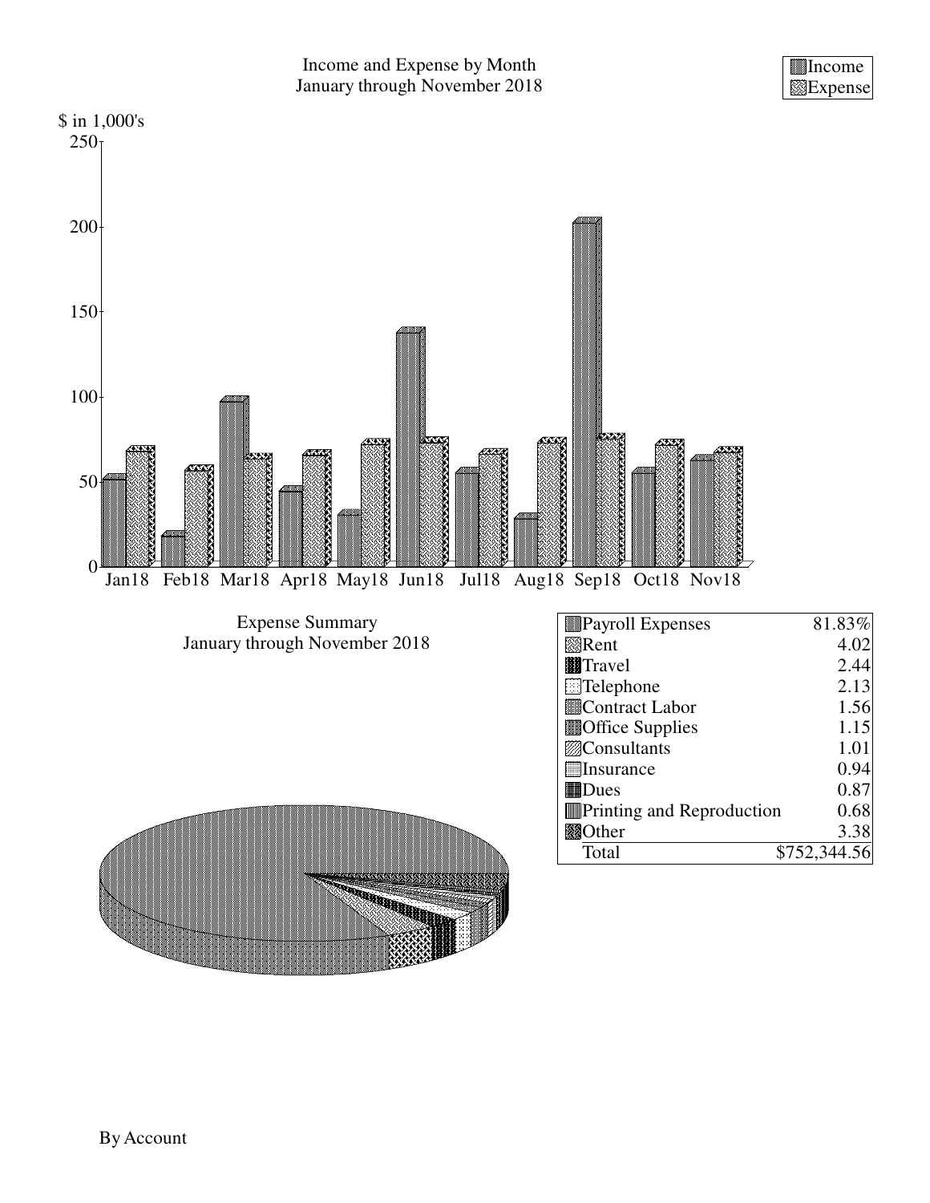Income and Expense by Month
January through November 2018

Income
Expense

$ in 1,000's

250
200
150
100
50
0

Jan18 Feb18 Mar18 Apr18 May18 Jun18 Jul18 Aug18 Sep18 Oct18 Nov18

Expense Summary
January through November 2018

| Account | % |
|---|---|
| Payroll Expenses | 81.83% |
| Rent | 4.02 |
| Travel | 2.44 |
| Telephone | 2.13 |
| Contract Labor | 1.56 |
| Office Supplies | 1.15 |
| Consultants | 1.01 |
| Insurance | 0.94 |
| Dues | 0.87 |
| Printing and Reproduction | 0.68 |
| Other | 3.38 |
| Total | $752,344.56 |

By Account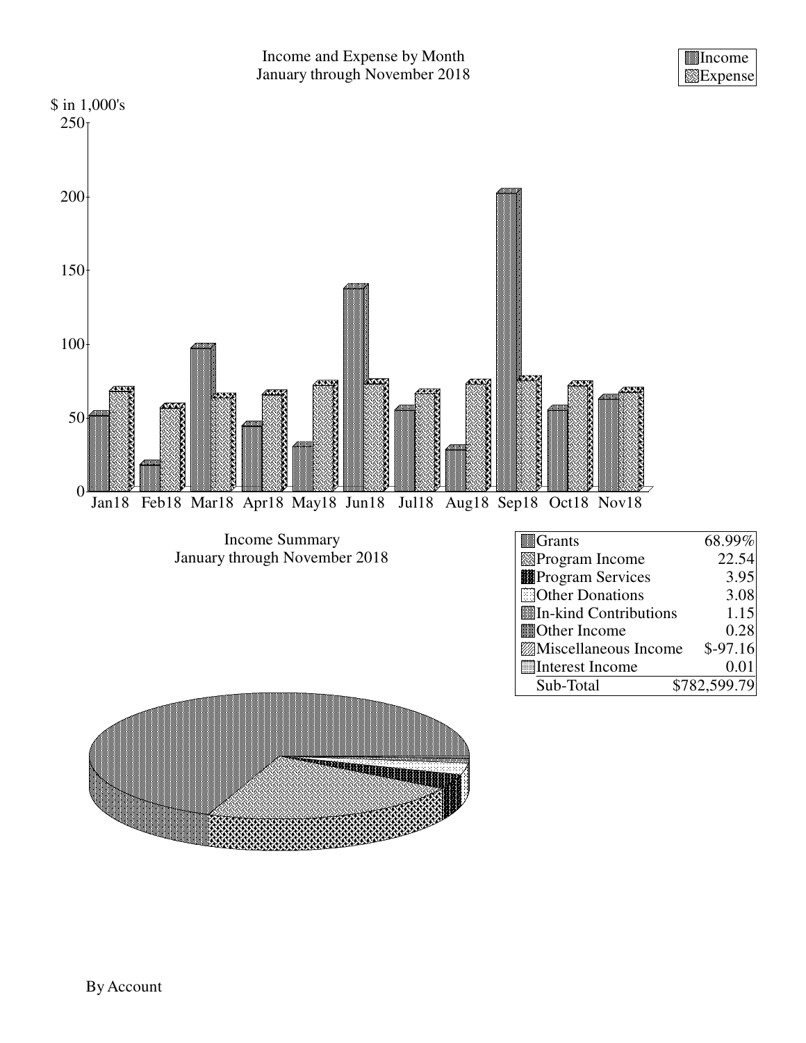Income and Expense by Month
January through November 2018

| Income |
|---|
| Expense |

$ in 1,000's

Income Summary
January through November 2018

| | |
|---|---|
| Grants | 68.99% |
| Program Income | 22.54 |
| Program Services | 3.95 |
| Other Donations | 3.08 |
| In-kind Contributions | 1.15 |
| Other Income | 0.28 |
| Miscellaneous Income | $-97.16 |
| Interest Income | 0.01 |
| Sub-Total | $782,599.79 |

By Account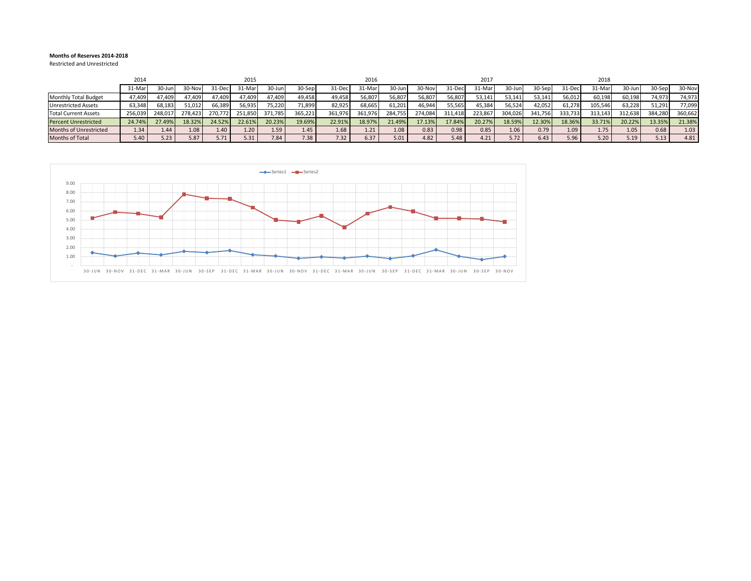**Months of Reserves 2014-2018**

Restricted and Unrestricted

| | 2014 | | | | 2015 | | | | 2016 | | | | 2017 | | | | 2018 | | | |
|---|---|---|---|---|---|---|---|---|---|---|---|---|---|---|---|---|---|---|---|---|
| | 31-Mar | 30-Jun | 30-Nov | 31-Dec | 31-Mar | 30-Jun | 30-Sep | 31-Dec | 31-Mar | 30-Jun | 30-Nov | 31-Dec | 31-Mar | 30-Jun | 30-Sep | 31-Dec | 31-Mar | 30-Jun | 30-Sep | 30-Nov |
| Monthly Total Budget | 47,409 | 47,409 | 47,409 | 47,409 | 47,409 | 47,409 | 49,458 | 49,458 | 56,807 | 56,807 | 56,807 | 56,807 | 53,141 | 53,141 | 53,141 | 56,012 | 60,198 | 60,198 | 74,973 | 74,973 |
| Unrestricted Assets | 63,348 | 68,183 | 51,012 | 66,389 | 56,935 | 75,220 | 71,899 | 82,925 | 68,665 | 61,201 | 46,944 | 55,565 | 45,384 | 56,524 | 42,052 | 61,278 | 105,546 | 63,228 | 51,291 | 77,099 |
| Total Current Assets | 256,039 | 248,017 | 278,423 | 270,772 | 251,850 | 371,785 | 365,221 | 361,976 | 361,976 | 284,755 | 274,084 | 311,418 | 223,867 | 304,026 | 341,756 | 333,733 | 313,143 | 312,638 | 384,280 | 360,662 |
| Percent Unrestricted | 24.74% | 27.49% | 18.32% | 24.52% | 22.61% | 20.23% | 19.69% | 22.91% | 18.97% | 21.49% | 17.13% | 17.84% | 20.27% | 18.59% | 12.30% | 18.36% | 33.71% | 20.22% | 13.35% | 21.38% |
| Months of Unrestricted | 1.34 | 1.44 | 1.08 | 1.40 | 1.20 | 1.59 | 1.45 | 1.68 | 1.21 | 1.08 | 0.83 | 0.98 | 0.85 | 1.06 | 0.79 | 1.09 | 1.75 | 1.05 | 0.68 | 1.03 |
| Months of Total | 5.40 | 5.23 | 5.87 | 5.71 | 5.31 | 7.84 | 7.38 | 7.32 | 6.37 | 5.01 | 4.82 | 5.48 | 4.21 | 5.72 | 6.43 | 5.96 | 5.20 | 5.19 | 5.13 | 4.81 |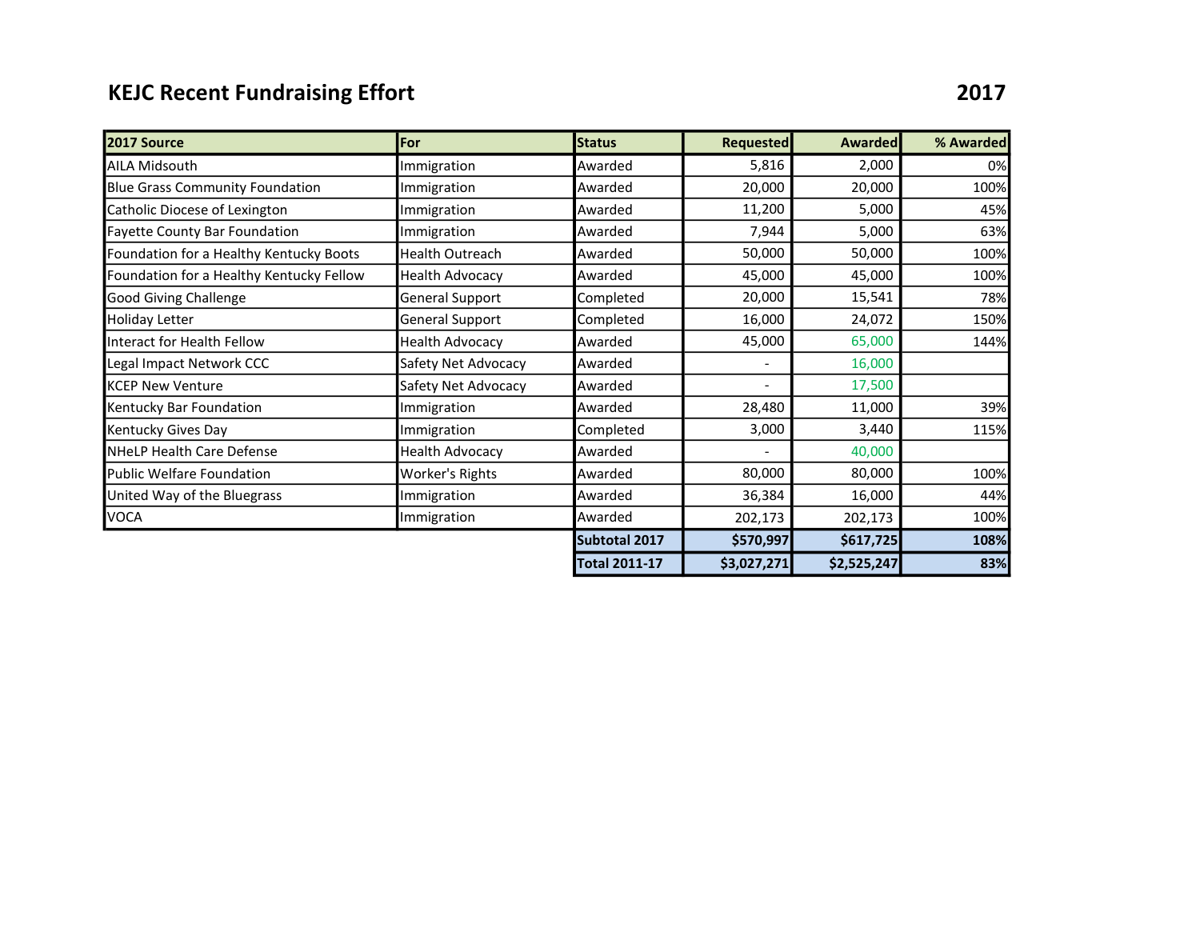# KEJC Recent Fundraising Effort 2017

| 2017 Source | For | Status | Requested | Awarded | % Awarded |
|---|---|---|---|---|---|
| AILA Midsouth | Immigration | Awarded | 5,816 | 2,000 | 0% |
| Blue Grass Community Foundation | Immigration | Awarded | 20,000 | 20,000 | 100% |
| Catholic Diocese of Lexington | Immigration | Awarded | 11,200 | 5,000 | 45% |
| Fayette County Bar Foundation | Immigration | Awarded | 7,944 | 5,000 | 63% |
| Foundation for a Healthy Kentucky Boots | Health Outreach | Awarded | 50,000 | 50,000 | 100% |
| Foundation for a Healthy Kentucky Fellow | Health Advocacy | Awarded | 45,000 | 45,000 | 100% |
| Good Giving Challenge | General Support | Completed | 20,000 | 15,541 | 78% |
| Holiday Letter | General Support | Completed | 16,000 | 24,072 | 150% |
| Interact for Health Fellow | Health Advocacy | Awarded | 45,000 | 65,000 | 144% |
| Legal Impact Network CCC | Safety Net Advocacy | Awarded | - | 16,000 | |
| KCEP New Venture | Safety Net Advocacy | Awarded | - | 17,500 | |
| Kentucky Bar Foundation | Immigration | Awarded | 28,480 | 11,000 | 39% |
| Kentucky Gives Day | Immigration | Completed | 3,000 | 3,440 | 115% |
| NHeLP Health Care Defense | Health Advocacy | Awarded | - | 40,000 | |
| Public Welfare Foundation | Worker's Rights | Awarded | 80,000 | 80,000 | 100% |
| United Way of the Bluegrass | Immigration | Awarded | 36,384 | 16,000 | 44% |
| VOCA | Immigration | Awarded | 202,173 | 202,173 | 100% |
| | | **Subtotal 2017** | **$570,997** | **$617,725** | **108%** |
| | | **Total 2011-17** | **$3,027,271** | **$2,525,247** | **83%** |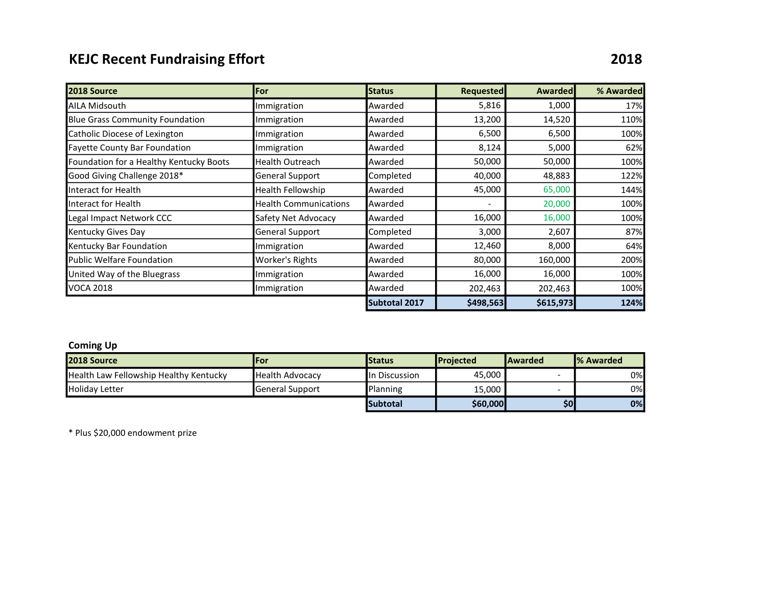# KEJC Recent Fundraising Effort

**2018**

| 2018 Source | For | Status | Requested | Awarded | % Awarded |
|---|---|---|---|---|---|
| AILA Midsouth | Immigration | Awarded | 5,816 | 1,000 | 17% |
| Blue Grass Community Foundation | Immigration | Awarded | 13,200 | 14,520 | 110% |
| Catholic Diocese of Lexington | Immigration | Awarded | 6,500 | 6,500 | 100% |
| Fayette County Bar Foundation | Immigration | Awarded | 8,124 | 5,000 | 62% |
| Foundation for a Healthy Kentucky Boots | Health Outreach | Awarded | 50,000 | 50,000 | 100% |
| Good Giving Challenge 2018* | General Support | Completed | 40,000 | 48,883 | 122% |
| Interact for Health | Health Fellowship | Awarded | 45,000 | 65,000 | 144% |
| Interact for Health | Health Communications | Awarded | - | 20,000 | 100% |
| Legal Impact Network CCC | Safety Net Advocacy | Awarded | 16,000 | 16,000 | 100% |
| Kentucky Gives Day | General Support | Completed | 3,000 | 2,607 | 87% |
| Kentucky Bar Foundation | Immigration | Awarded | 12,460 | 8,000 | 64% |
| Public Welfare Foundation | Worker's Rights | Awarded | 80,000 | 160,000 | 200% |
| United Way of the Bluegrass | Immigration | Awarded | 16,000 | 16,000 | 100% |
| VOCA 2018 | Immigration | Awarded | 202,463 | 202,463 | 100% |
| | | **Subtotal 2017** | **$498,563** | **$615,973** | **124%** |

## Coming Up

| 2018 Source | For | Status | Projected | Awarded | % Awarded |
|---|---|---|---|---|---|
| Health Law Fellowship Healthy Kentucky | Health Advocacy | In Discussion | 45,000 | - | 0% |
| Holiday Letter | General Support | Planning | 15,000 | - | 0% |
| | | **Subtotal** | **$60,000** | **$0** | **0%** |

\* Plus $20,000 endowment prize